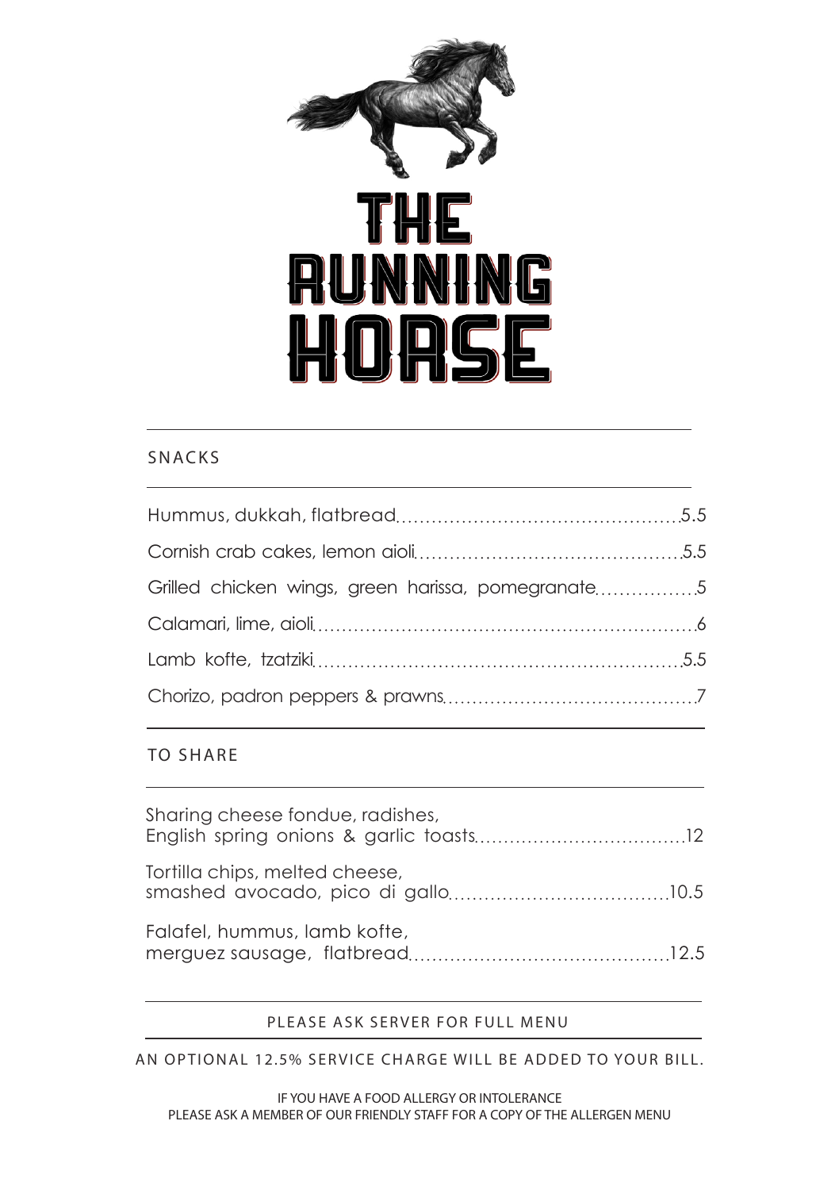# THE RUNNING HORSE

## SNACKS

| Item | Price |
|---|---|
| Hummus, dukkah, flatbread | 5.5 |
| Cornish crab cakes, lemon aioli | 5.5 |
| Grilled chicken wings, green harissa, pomegranate | 5 |
| Calamari, lime, aioli | 6 |
| Lamb kofte, tzatziki | 5.5 |
| Chorizo, padron peppers & prawns | 7 |

## TO SHARE

| Item | Price |
|---|---|
| Sharing cheese fondue, radishes, English spring onions & garlic toasts | 12 |
| Tortilla chips, melted cheese, smashed avocado, pico di gallo | 10.5 |
| Falafel, hummus, lamb kofte, merguez sausage, flatbread | 12.5 |

PLEASE ASK SERVER FOR FULL MENU

AN OPTIONAL 12.5% SERVICE CHARGE WILL BE ADDED TO YOUR BILL.

IF YOU HAVE A FOOD ALLERGY OR INTOLERANCE
PLEASE ASK A MEMBER OF OUR FRIENDLY STAFF FOR A COPY OF THE ALLERGEN MENU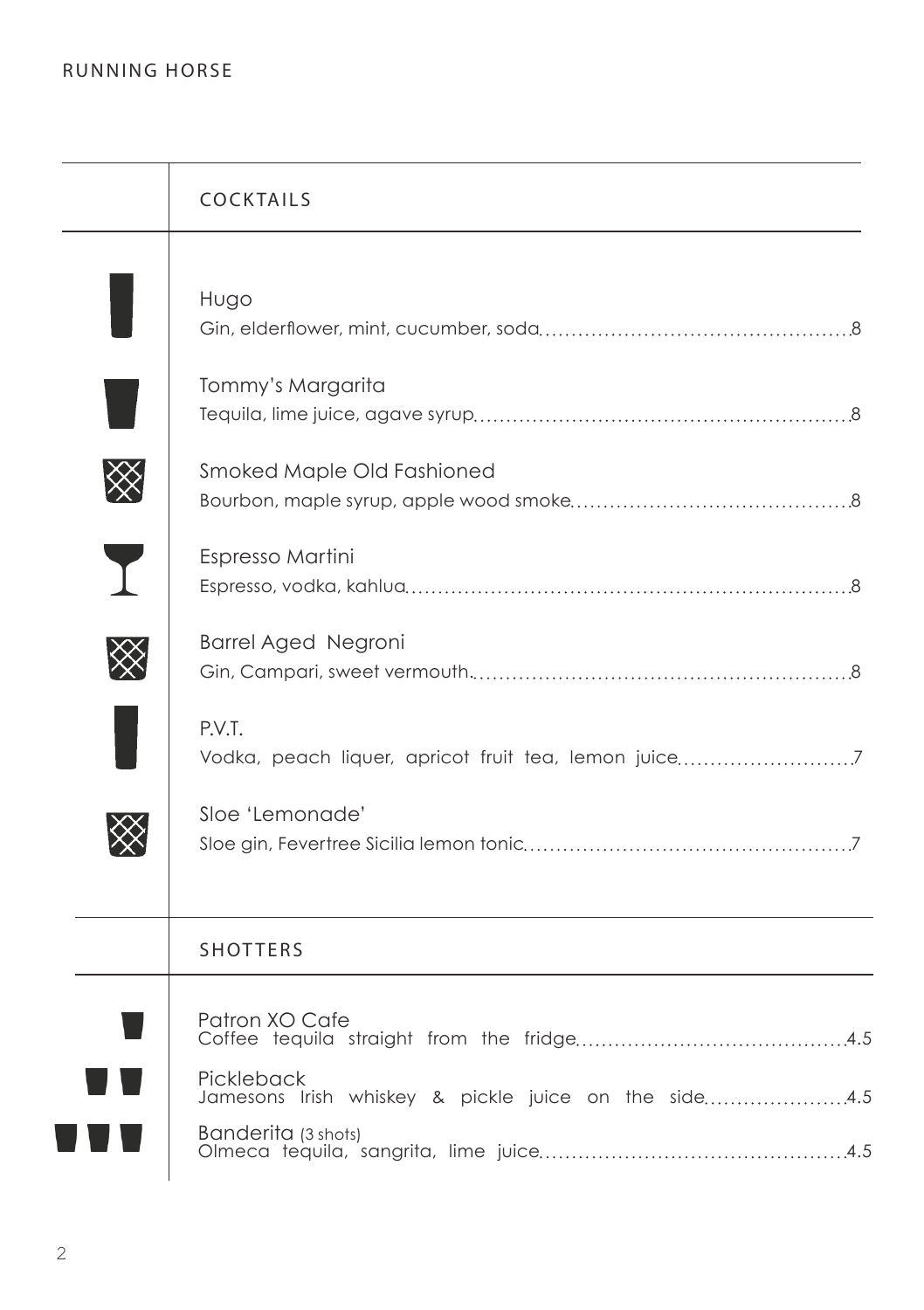# RUNNING HORSE

## COCKTAILS

**Hugo**
Gin, elderflower, mint, cucumber, soda .......... 8

**Tommy's Margarita**
Tequila, lime juice, agave syrup .......... 8

**Smoked Maple Old Fashioned**
Bourbon, maple syrup, apple wood smoke .......... 8

**Espresso Martini**
Espresso, vodka, kahlua .......... 8

**Barrel Aged Negroni**
Gin, Campari, sweet vermouth .......... 8

**P.V.T.**
Vodka, peach liquer, apricot fruit tea, lemon juice .......... 7

**Sloe 'Lemonade'**
Sloe gin, Fevertree Sicilia lemon tonic .......... 7

## SHOTTERS

**Patron XO Cafe**
Coffee tequila straight from the fridge .......... 4.5

**Pickleback**
Jamesons Irish whiskey & pickle juice on the side .......... 4.5

**Banderita** (3 shots)
Olmeca tequila, sangrita, lime juice .......... 4.5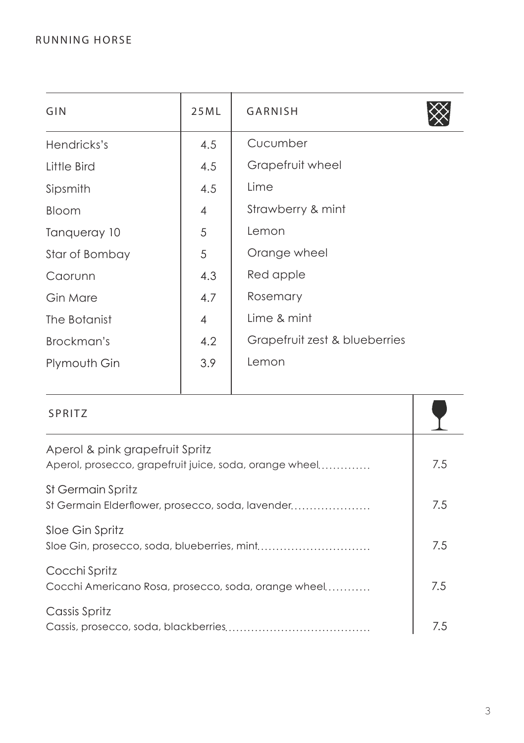| GIN | 25ML | GARNISH |
|---|---|---|
| Hendricks's | 4.5 | Cucumber |
| Little Bird | 4.5 | Grapefruit wheel |
| Sipsmith | 4.5 | Lime |
| Bloom | 4 | Strawberry & mint |
| Tanqueray 10 | 5 | Lemon |
| Star of Bombay | 5 | Orange wheel |
| Caorunn | 4.3 | Red apple |
| Gin Mare | 4.7 | Rosemary |
| The Botanist | 4 | Lime & mint |
| Brockman's | 4.2 | Grapefruit zest & blueberries |
| Plymouth Gin | 3.9 | Lemon |

## SPRITZ

| Spritz | Price |
|---|---|
| Aperol & pink grapefruit Spritz<br>Aperol, prosecco, grapefruit juice, soda, orange wheel | 7.5 |
| St Germain Spritz<br>St Germain Elderflower, prosecco, soda, lavender | 7.5 |
| Sloe Gin Spritz<br>Sloe Gin, prosecco, soda, blueberries, mint | 7.5 |
| Cocchi Spritz<br>Cocchi Americano Rosa, prosecco, soda, orange wheel | 7.5 |
| Cassis Spritz<br>Cassis, prosecco, soda, blackberries | 7.5 |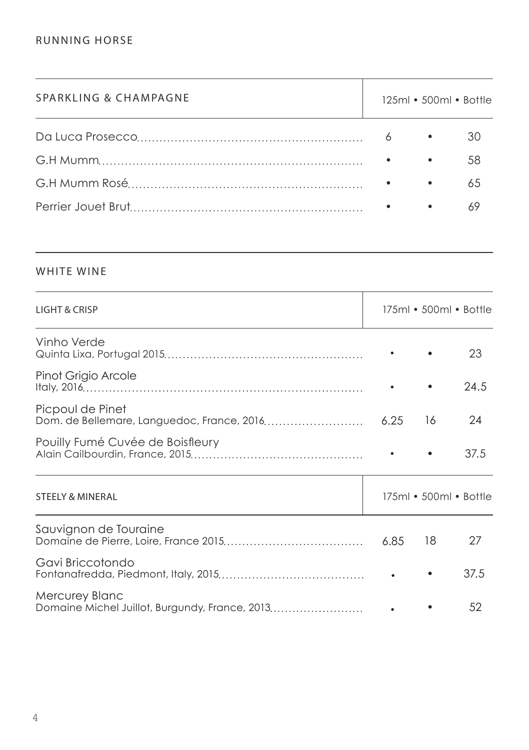## SPARKLING & CHAMPAGNE

| SPARKLING & CHAMPAGNE | 125ml | 500ml | Bottle |
|---|---|---|---|
| Da Luca Prosecco | 6 | • | 30 |
| G.H Mumm | • | • | 58 |
| G.H Mumm Rosé | • | • | 65 |
| Perrier Jouet Brut | • | • | 69 |

## WHITE WINE

| LIGHT & CRISP | 175ml | 500ml | Bottle |
|---|---|---|---|
| Vinho Verde<br>Quinta Lixa, Portugal 2015 | • | • | 23 |
| Pinot Grigio Arcole<br>Italy, 2016 | • | • | 24.5 |
| Picpoul de Pinet<br>Dom. de Bellemare, Languedoc, France, 2016 | 6.25 | 16 | 24 |
| Pouilly Fumé Cuvée de Boisfleury<br>Alain Cailbourdin, France, 2015 | • | • | 37.5 |

| STEELY & MINERAL | 175ml | 500ml | Bottle |
|---|---|---|---|
| Sauvignon de Touraine<br>Domaine de Pierre, Loire, France 2015 | 6.85 | 18 | 27 |
| Gavi Briccotondo<br>Fontanafredda, Piedmont, Italy, 2015 | • | • | 37.5 |
| Mercurey Blanc<br>Domaine Michel Juillot, Burgundy, France, 2013 | • | • | 52 |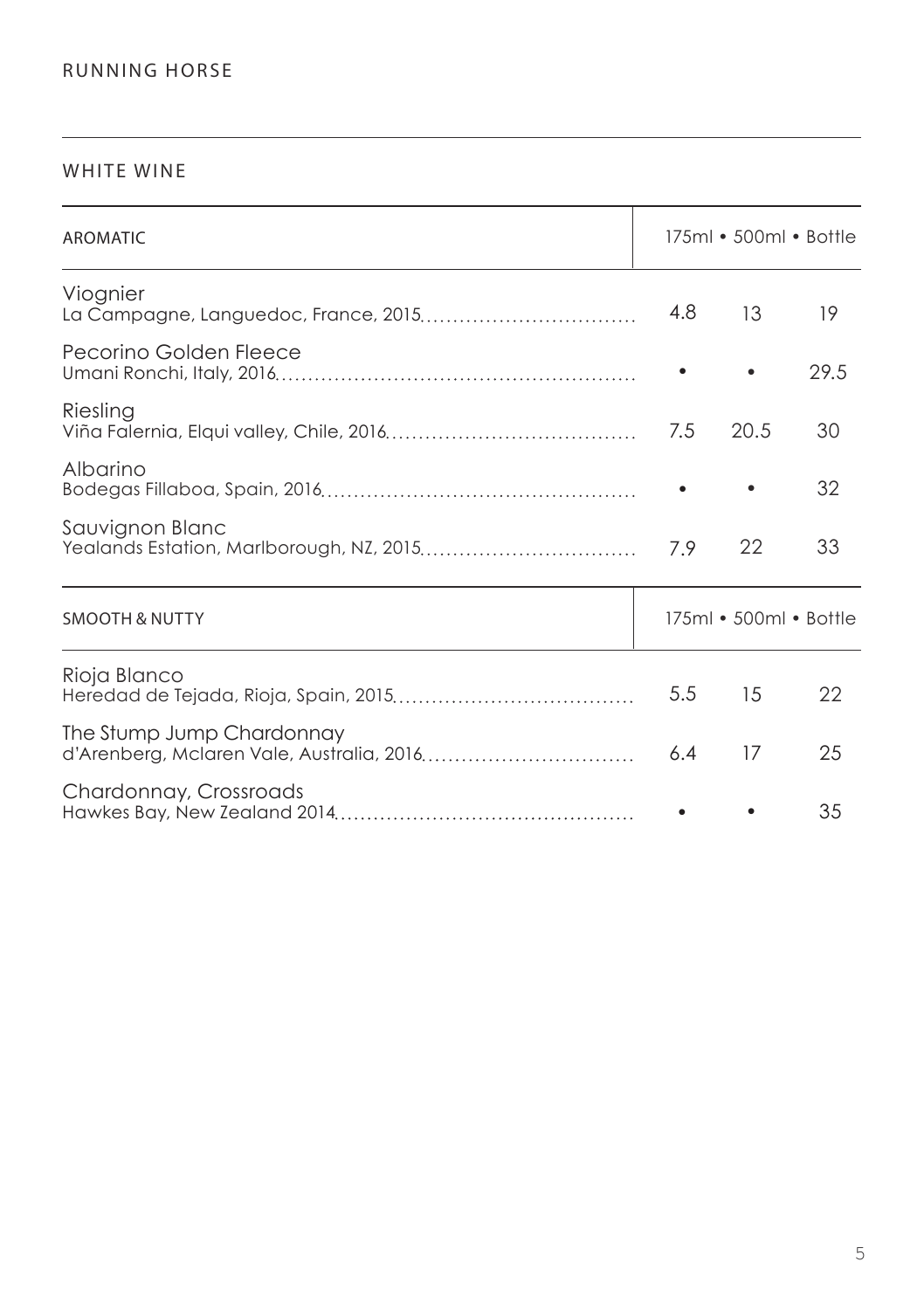RUNNING HORSE

## WHITE WINE

| AROMATIC | 175ml | 500ml | Bottle |
|---|---|---|---|
| Viognier<br>La Campagne, Languedoc, France, 2015 | 4.8 | 13 | 19 |
| Pecorino Golden Fleece<br>Umani Ronchi, Italy, 2016 | • | • | 29.5 |
| Riesling<br>Viña Falernia, Elqui valley, Chile, 2016 | 7.5 | 20.5 | 30 |
| Albarino<br>Bodegas Fillaboa, Spain, 2016 | • | • | 32 |
| Sauvignon Blanc<br>Yealands Estation, Marlborough, NZ, 2015 | 7.9 | 22 | 33 |

| SMOOTH & NUTTY | 175ml | 500ml | Bottle |
|---|---|---|---|
| Rioja Blanco<br>Heredad de Tejada, Rioja, Spain, 2015 | 5.5 | 15 | 22 |
| The Stump Jump Chardonnay<br>d'Arenberg, Mclaren Vale, Australia, 2016 | 6.4 | 17 | 25 |
| Chardonnay, Crossroads<br>Hawkes Bay, New Zealand 2014 | • | • | 35 |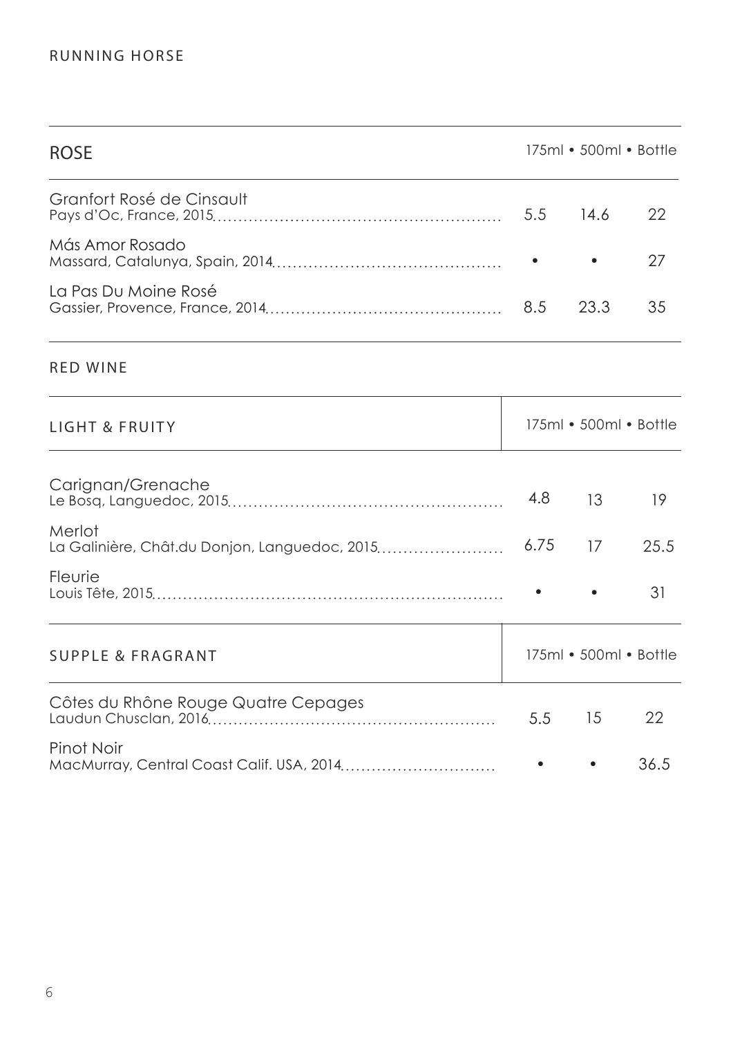## ROSE

| | 175ml | 500ml | Bottle |
|---|---|---|---|
| Granfort Rosé de Cinsault<br>Pays d'Oc, France, 2015 | 5.5 | 14.6 | 22 |
| Más Amor Rosado<br>Massard, Catalunya, Spain, 2014 | • | • | 27 |
| La Pas Du Moine Rosé<br>Gassier, Provence, France, 2014 | 8.5 | 23.3 | 35 |

## RED WINE

### LIGHT & FRUITY

| | 175ml | 500ml | Bottle |
|---|---|---|---|
| Carignan/Grenache<br>Le Bosq, Languedoc, 2015 | 4.8 | 13 | 19 |
| Merlot<br>La Galinière, Chât.du Donjon, Languedoc, 2015 | 6.75 | 17 | 25.5 |
| Fleurie<br>Louis Tête, 2015 | • | • | 31 |

### SUPPLE & FRAGRANT

| | 175ml | 500ml | Bottle |
|---|---|---|---|
| Côtes du Rhône Rouge Quatre Cepages<br>Laudun Chusclan, 2016 | 5.5 | 15 | 22 |
| Pinot Noir<br>MacMurray, Central Coast Calif. USA, 2014 | • | • | 36.5 |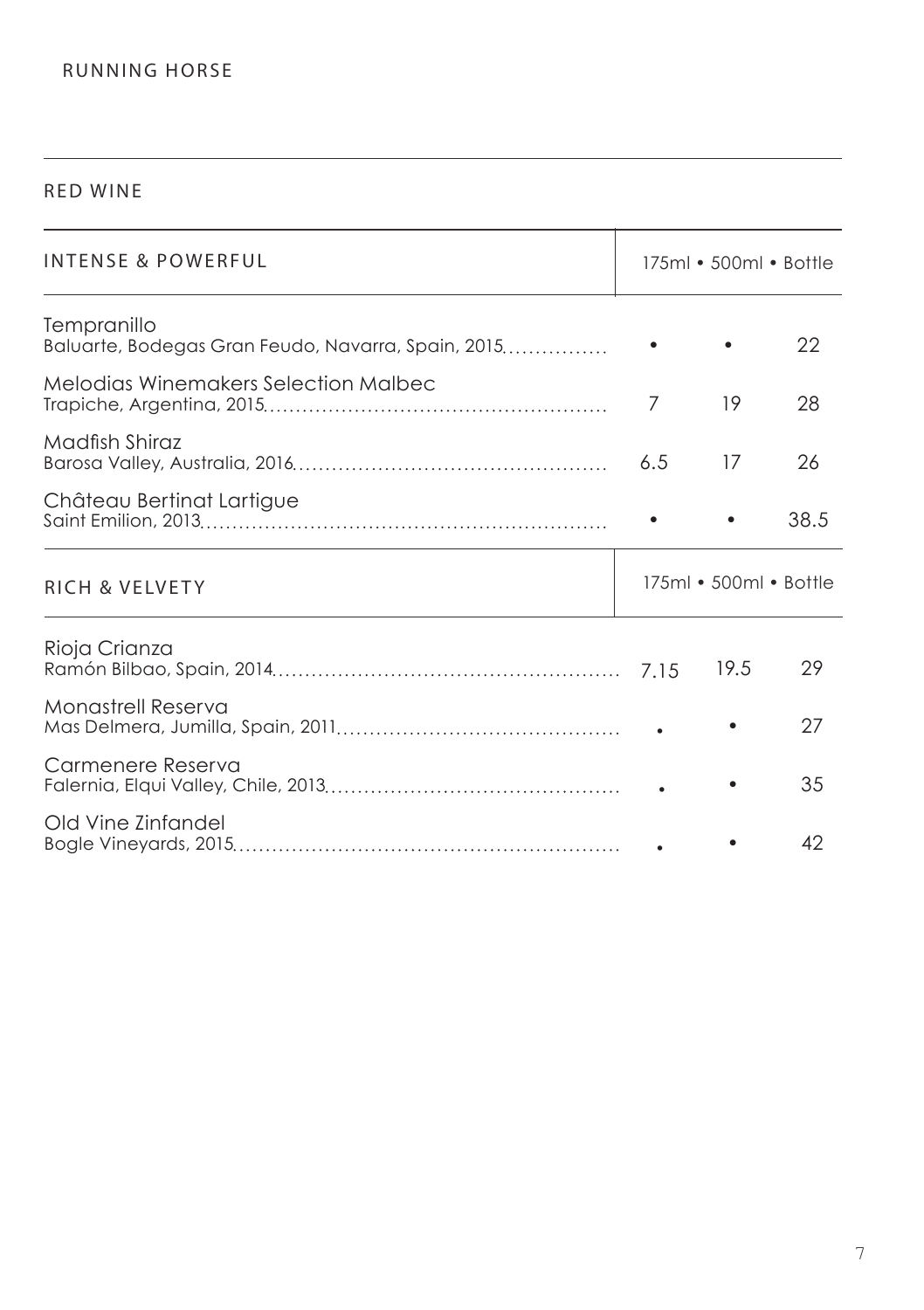RUNNING HORSE

## RED WINE

| INTENSE & POWERFUL | 175ml | 500ml | Bottle |
|---|---|---|---|
| Tempranillo<br>Baluarte, Bodegas Gran Feudo, Navarra, Spain, 2015 | • | • | 22 |
| Melodias Winemakers Selection Malbec<br>Trapiche, Argentina, 2015 | 7 | 19 | 28 |
| Madfish Shiraz<br>Barosa Valley, Australia, 2016 | 6.5 | 17 | 26 |
| Château Bertinat Lartigue<br>Saint Emilion, 2013 | • | • | 38.5 |

| RICH & VELVETY | 175ml | 500ml | Bottle |
|---|---|---|---|
| Rioja Crianza<br>Ramón Bilbao, Spain, 2014 | 7.15 | 19.5 | 29 |
| Monastrell Reserva<br>Mas Delmera, Jumilla, Spain, 2011 | • | • | 27 |
| Carmenere Reserva<br>Falernia, Elqui Valley, Chile, 2013 | • | • | 35 |
| Old Vine Zinfandel<br>Bogle Vineyards, 2015 | • | • | 42 |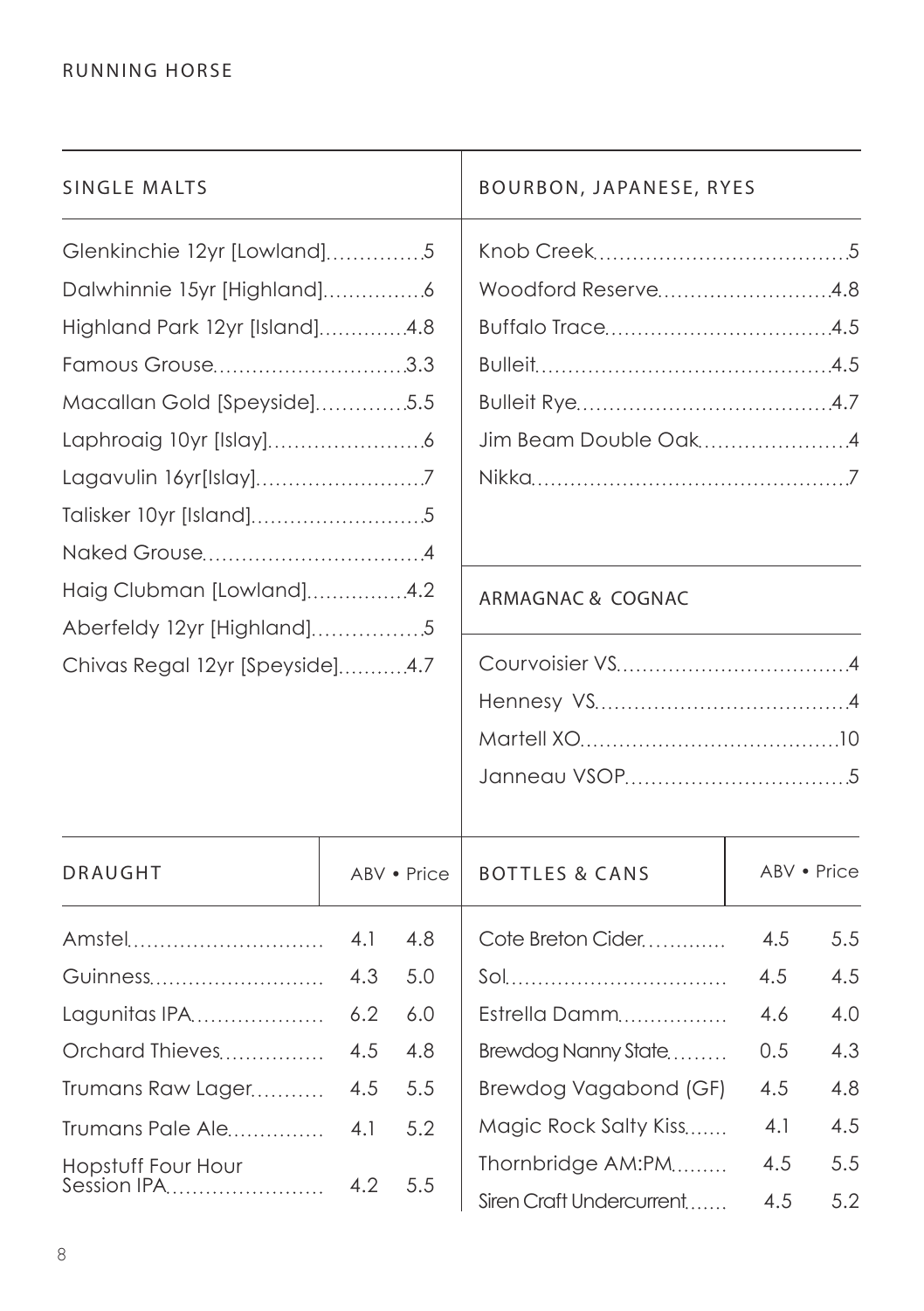RUNNING HORSE

## SINGLE MALTS

| | |
|---|---|
| Glenkinchie 12yr [Lowland] | 5 |
| Dalwhinnie 15yr [Highland] | 6 |
| Highland Park 12yr [Island] | 4.8 |
| Famous Grouse | 3.3 |
| Macallan Gold [Speyside] | 5.5 |
| Laphroaig 10yr [Islay] | 6 |
| Lagavulin 16yr[Islay] | 7 |
| Talisker 10yr [Island] | 5 |
| Naked Grouse | 4 |
| Haig Clubman [Lowland] | 4.2 |
| Aberfeldy 12yr [Highland] | 5 |
| Chivas Regal 12yr [Speyside] | 4.7 |

## BOURBON, JAPANESE, RYES

| | |
|---|---|
| Knob Creek | 5 |
| Woodford Reserve | 4.8 |
| Buffalo Trace | 4.5 |
| Bulleit | 4.5 |
| Bulleit Rye | 4.7 |
| Jim Beam Double Oak | 4 |
| Nikka | 7 |

## ARMAGNAC & COGNAC

| | |
|---|---|
| Courvoisier VS | 4 |
| Hennesy VS | 4 |
| Martell XO | 10 |
| Janneau VSOP | 5 |

## DRAUGHT

| DRAUGHT | ABV | Price |
|---|---|---|
| Amstel | 4.1 | 4.8 |
| Guinness | 4.3 | 5.0 |
| Lagunitas IPA | 6.2 | 6.0 |
| Orchard Thieves | 4.5 | 4.8 |
| Trumans Raw Lager | 4.5 | 5.5 |
| Trumans Pale Ale | 4.1 | 5.2 |
| Hopstuff Four Hour Session IPA | 4.2 | 5.5 |

## BOTTLES & CANS

| BOTTLES & CANS | ABV | Price |
|---|---|---|
| Cote Breton Cider | 4.5 | 5.5 |
| Sol | 4.5 | 4.5 |
| Estrella Damm | 4.6 | 4.0 |
| Brewdog Nanny State | 0.5 | 4.3 |
| Brewdog Vagabond (GF) | 4.5 | 4.8 |
| Magic Rock Salty Kiss | 4.1 | 4.5 |
| Thornbridge AM:PM | 4.5 | 5.5 |
| Siren Craft Undercurrent | 4.5 | 5.2 |